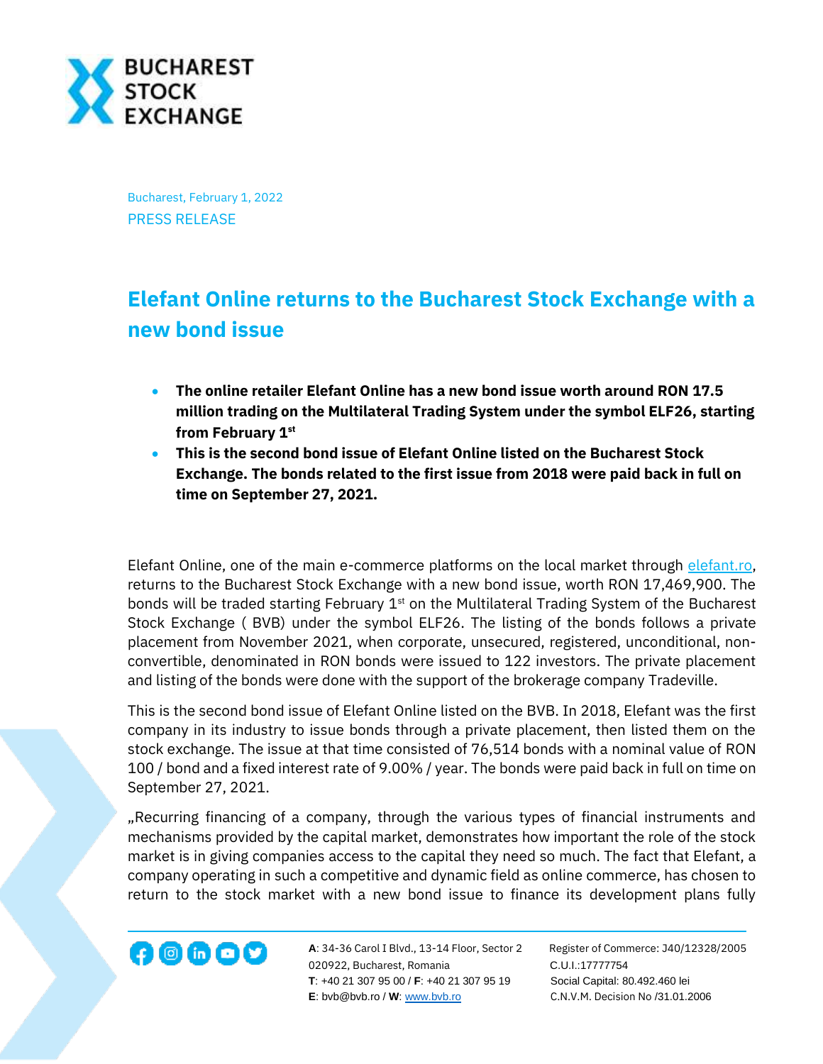Bucharest, February 1, 2022

PRESS RELEASE

# Elefant Online returns to the Bucharest Stock Exchange with a new bond issue

- **The online retailer Elefant Online has a new bond issue worth around RON 17.5 million trading on the Multilateral Trading System under the symbol ELF26, starting from February 1st**
- **This is the second bond issue of Elefant Online listed on the Bucharest Stock Exchange. The bonds related to the first issue from 2018 were paid back in full on time on September 27, 2021.**

Elefant Online, one of the main e-commerce platforms on the local market through elefant.ro, returns to the Bucharest Stock Exchange with a new bond issue, worth RON 17,469,900. The bonds will be traded starting February 1st on the Multilateral Trading System of the Bucharest Stock Exchange ( BVB) under the symbol ELF26. The listing of the bonds follows a private placement from November 2021, when corporate, unsecured, registered, unconditional, non-convertible, denominated in RON bonds were issued to 122 investors. The private placement and listing of the bonds were done with the support of the brokerage company Tradeville.

This is the second bond issue of Elefant Online listed on the BVB. In 2018, Elefant was the first company in its industry to issue bonds through a private placement, then listed them on the stock exchange. The issue at that time consisted of 76,514 bonds with a nominal value of RON 100 / bond and a fixed interest rate of 9.00% / year. The bonds were paid back in full on time on September 27, 2021.

„Recurring financing of a company, through the various types of financial instruments and mechanisms provided by the capital market, demonstrates how important the role of the stock market is in giving companies access to the capital they need so much. The fact that Elefant, a company operating in such a competitive and dynamic field as online commerce, has chosen to return to the stock market with a new bond issue to finance its development plans fully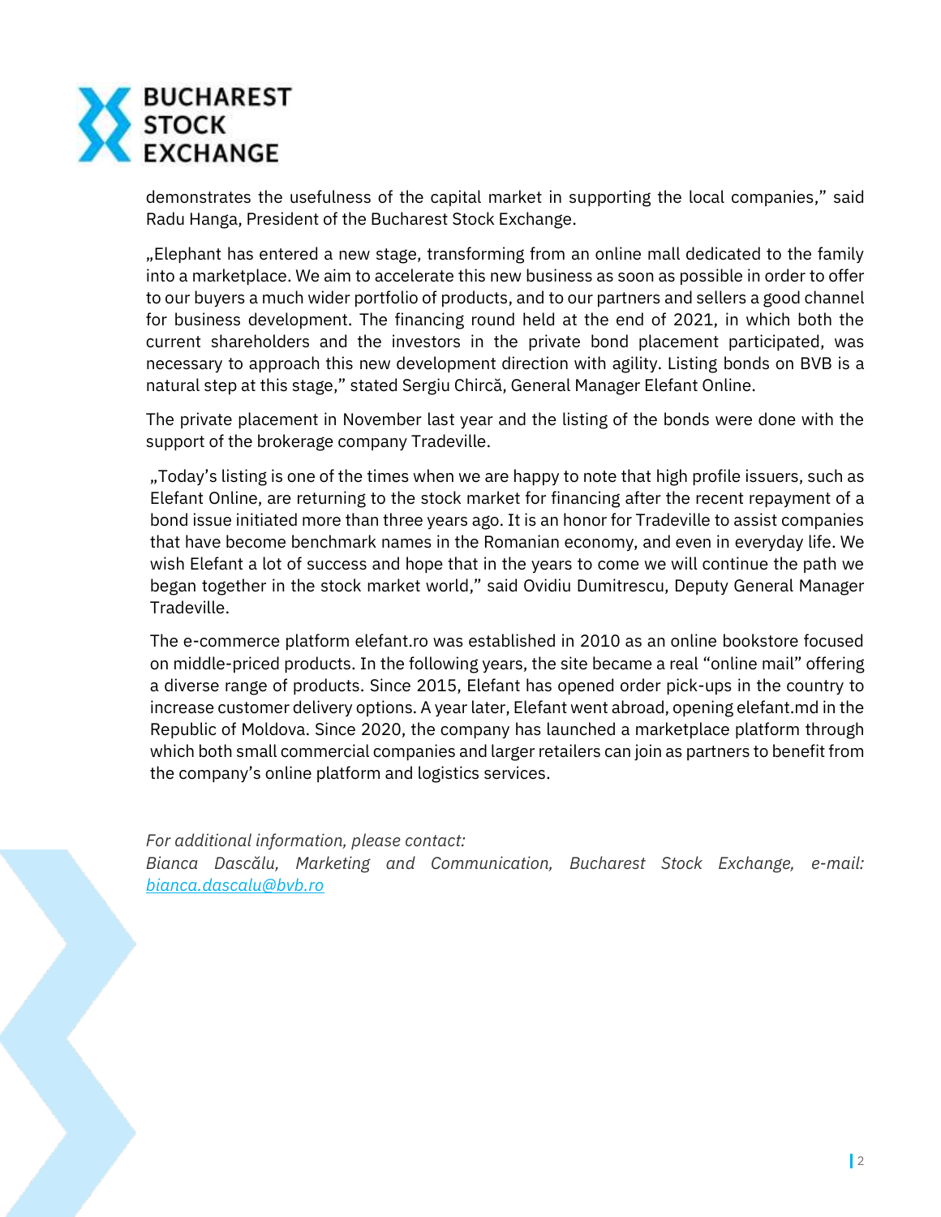demonstrates the usefulness of the capital market in supporting the local companies," said Radu Hanga, President of the Bucharest Stock Exchange.

„Elephant has entered a new stage, transforming from an online mall dedicated to the family into a marketplace. We aim to accelerate this new business as soon as possible in order to offer to our buyers a much wider portfolio of products, and to our partners and sellers a good channel for business development. The financing round held at the end of 2021, in which both the current shareholders and the investors in the private bond placement participated, was necessary to approach this new development direction with agility. Listing bonds on BVB is a natural step at this stage," stated Sergiu Chircă, General Manager Elefant Online.

The private placement in November last year and the listing of the bonds were done with the support of the brokerage company Tradeville.

„Today's listing is one of the times when we are happy to note that high profile issuers, such as Elefant Online, are returning to the stock market for financing after the recent repayment of a bond issue initiated more than three years ago. It is an honor for Tradeville to assist companies that have become benchmark names in the Romanian economy, and even in everyday life. We wish Elefant a lot of success and hope that in the years to come we will continue the path we began together in the stock market world," said Ovidiu Dumitrescu, Deputy General Manager Tradeville.

The e-commerce platform elefant.ro was established in 2010 as an online bookstore focused on middle-priced products. In the following years, the site became a real "online mail" offering a diverse range of products. Since 2015, Elefant has opened order pick-ups in the country to increase customer delivery options. A year later, Elefant went abroad, opening elefant.md in the Republic of Moldova. Since 2020, the company has launched a marketplace platform through which both small commercial companies and larger retailers can join as partners to benefit from the company's online platform and logistics services.

*For additional information, please contact:*
*Bianca Dascălu, Marketing and Communication, Bucharest Stock Exchange, e-mail: [bianca.dascalu@bvb.ro](mailto:bianca.dascalu@bvb.ro)*